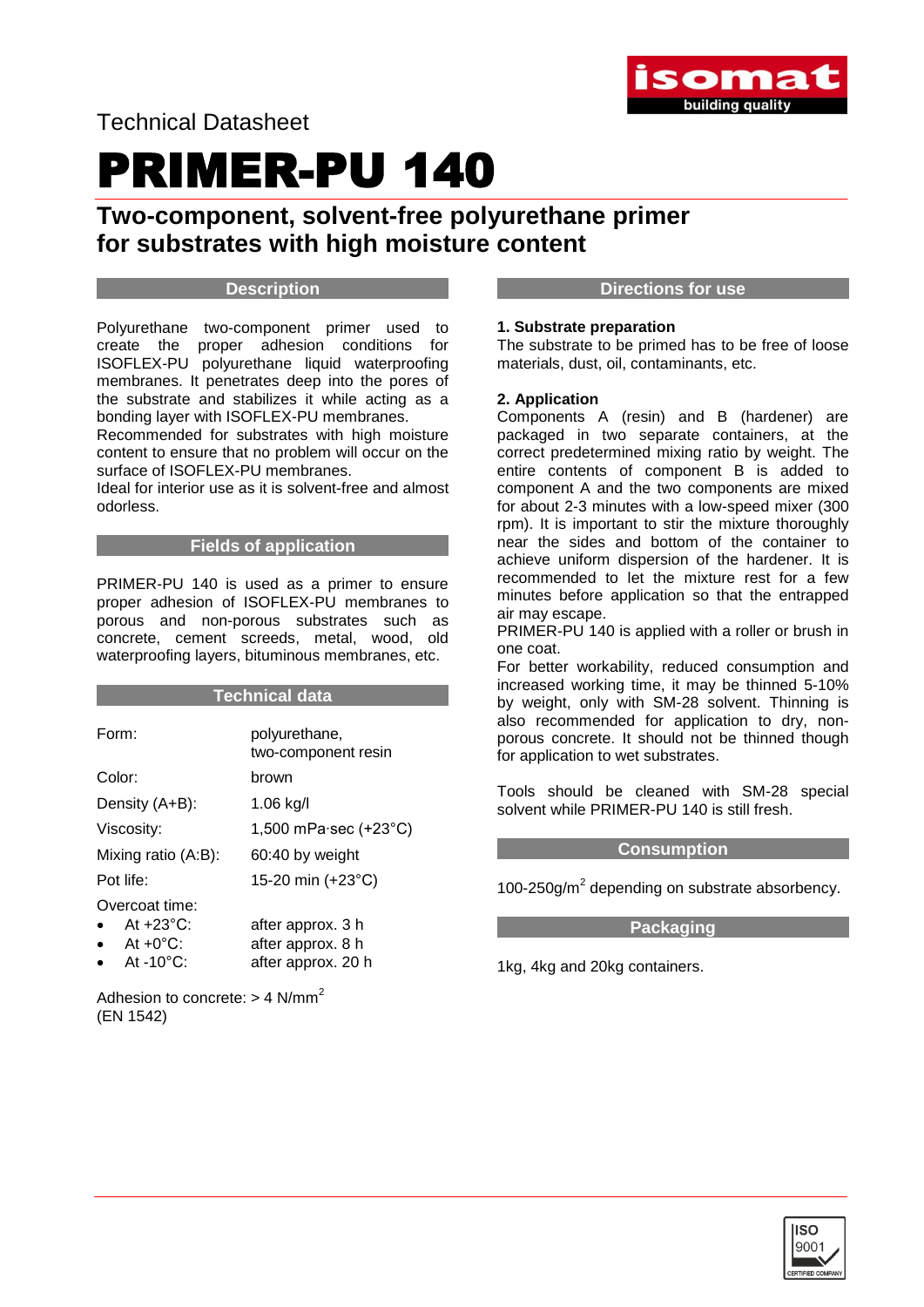Technical Datasheet

# PRIMER-PU 140

## Two-component, solvent-free polyurethane primer for substrates with high moisture content

### Description

Polyurethane two-component primer used to create the proper adhesion conditions for ISOFLEX-PU polyurethane liquid waterproofing membranes. It penetrates deep into the pores of the substrate and stabilizes it while acting as a bonding layer with ISOFLEX-PU membranes.
Recommended for substrates with high moisture content to ensure that no problem will occur on the surface of ISOFLEX-PU membranes.
Ideal for interior use as it is solvent-free and almost odorless.

### Fields of application

PRIMER-PU 140 is used as a primer to ensure proper adhesion of ISOFLEX-PU membranes to porous and non-porous substrates such as concrete, cement screeds, metal, wood, old waterproofing layers, bituminous membranes, etc.

### Technical data

| | |
|---|---|
| Form: | polyurethane, two-component resin |
| Color: | brown |
| Density (A+B): | 1.06 kg/l |
| Viscosity: | 1,500 mPa·sec (+23°C) |
| Mixing ratio (A:B): | 60:40 by weight |
| Pot life: | 15-20 min (+23°C) |

Overcoat time:

- At +23°C: after approx. 3 h
- At +0°C: after approx. 8 h
- At -10°C: after approx. 20 h

Adhesion to concrete: > 4 N/mm$^2$
(EN 1542)

### Directions for use

**1. Substrate preparation**
The substrate to be primed has to be free of loose materials, dust, oil, contaminants, etc.

**2. Application**
Components A (resin) and B (hardener) are packaged in two separate containers, at the correct predetermined mixing ratio by weight. The entire contents of component B is added to component A and the two components are mixed for about 2-3 minutes with a low-speed mixer (300 rpm). It is important to stir the mixture thoroughly near the sides and bottom of the container to achieve uniform dispersion of the hardener. It is recommended to let the mixture rest for a few minutes before application so that the entrapped air may escape.
PRIMER-PU 140 is applied with a roller or brush in one coat.
For better workability, reduced consumption and increased working time, it may be thinned 5-10% by weight, only with SM-28 solvent. Thinning is also recommended for application to dry, non-porous concrete. It should not be thinned though for application to wet substrates.

Tools should be cleaned with SM-28 special solvent while PRIMER-PU 140 is still fresh.

### Consumption

100-250g/m$^2$ depending on substrate absorbency.

### Packaging

1kg, 4kg and 20kg containers.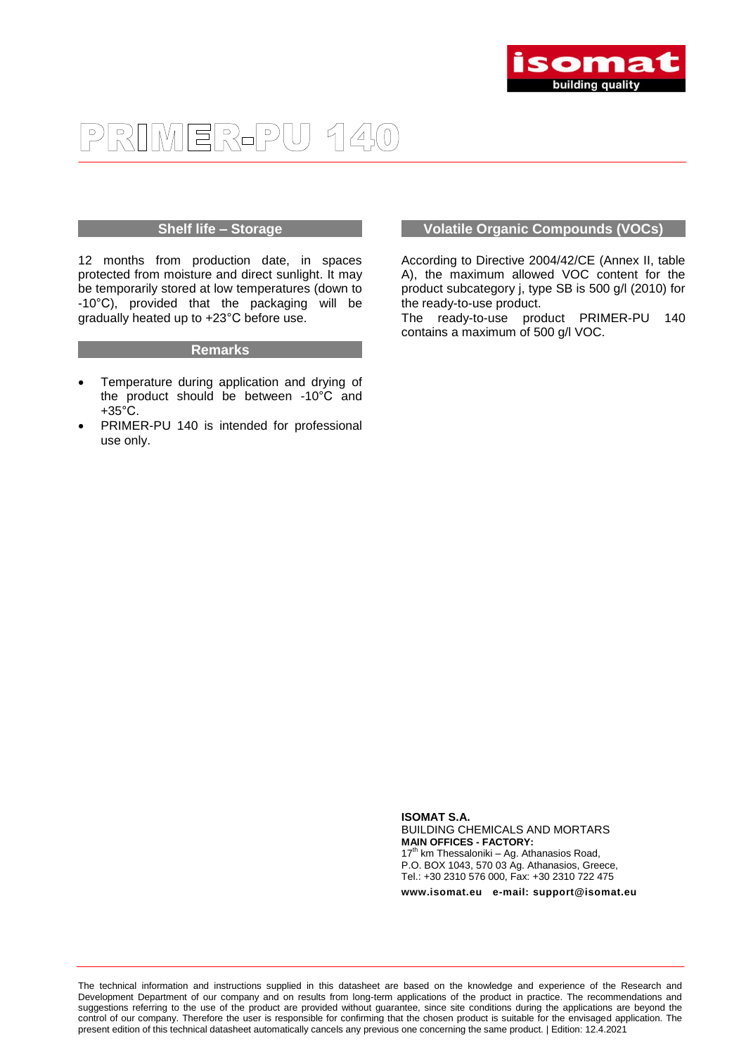# PRIMER-PU 140

## Shelf life – Storage

12 months from production date, in spaces protected from moisture and direct sunlight. It may be temporarily stored at low temperatures (down to -10°C), provided that the packaging will be gradually heated up to +23°C before use.

## Remarks

- Temperature during application and drying of the product should be between -10°C and +35°C.
- PRIMER-PU 140 is intended for professional use only.

## Volatile Organic Compounds (VOCs)

According to Directive 2004/42/CE (Annex II, table A), the maximum allowed VOC content for the product subcategory j, type SB is 500 g/l (2010) for the ready-to-use product.

The ready-to-use product PRIMER-PU 140 contains a maximum of 500 g/l VOC.

**ISOMAT S.A.**
BUILDING CHEMICALS AND MORTARS
**MAIN OFFICES - FACTORY:**
17th km Thessaloniki – Ag. Athanasios Road,
P.O. BOX 1043, 570 03 Ag. Athanasios, Greece,
Tel.: +30 2310 576 000, Fax: +30 2310 722 475
**www.isomat.eu e-mail: support@isomat.eu**

The technical information and instructions supplied in this datasheet are based on the knowledge and experience of the Research and Development Department of our company and on results from long-term applications of the product in practice. The recommendations and suggestions referring to the use of the product are provided without guarantee, since site conditions during the applications are beyond the control of our company. Therefore the user is responsible for confirming that the chosen product is suitable for the envisaged application. The present edition of this technical datasheet automatically cancels any previous one concerning the same product. | Edition: 12.4.2021